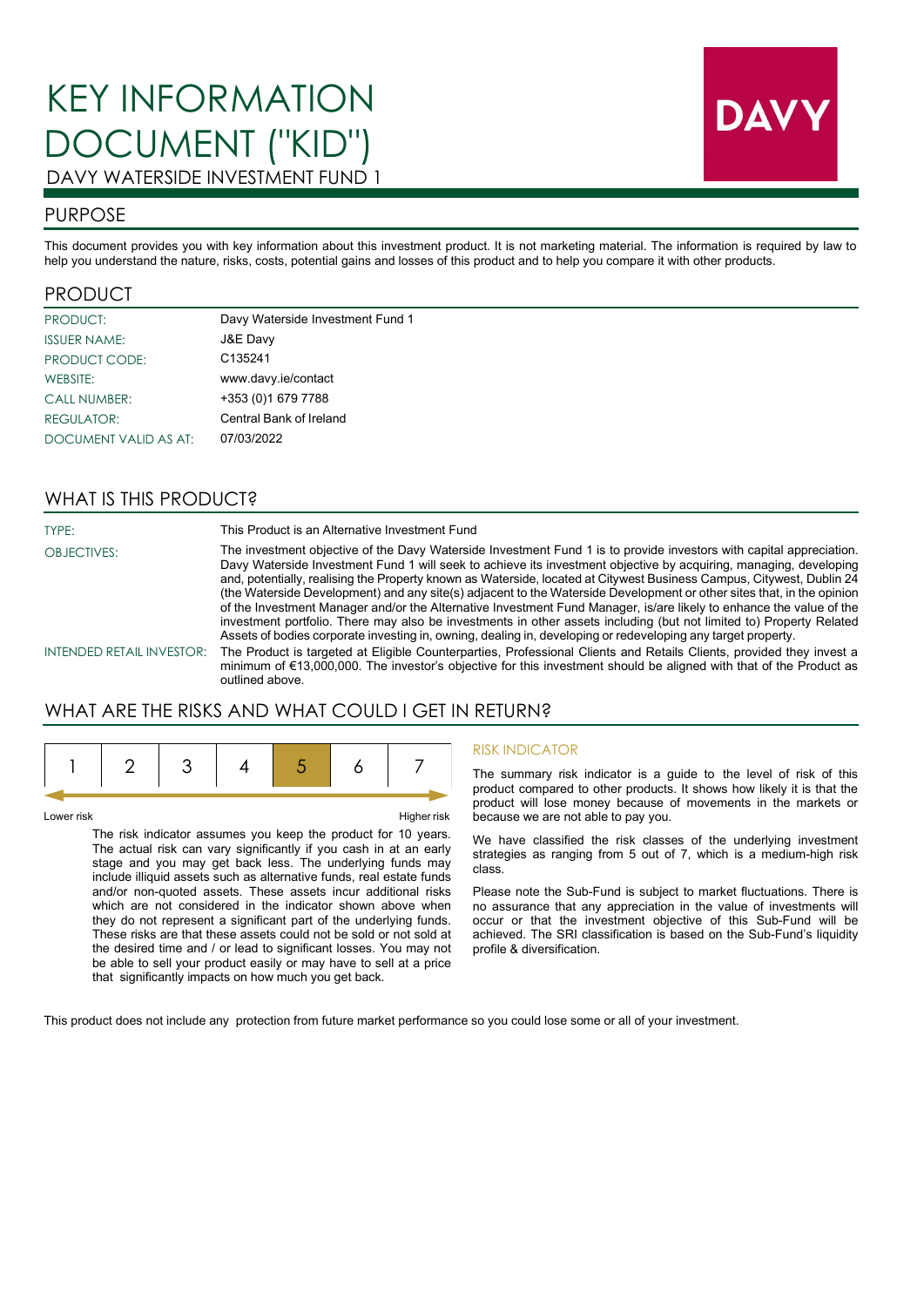# KEY INFORMATION DOCUMENT ("KID")

DAVY WATERSIDE INVESTMENT FUND 1

DAVY

## PURPOSE

This document provides you with key information about this investment product. It is not marketing material. The information is required by law to help you understand the nature, risks, costs, potential gains and losses of this product and to help you compare it with other products.

## PRODUCT

| | |
|---|---|
| PRODUCT: | Davy Waterside Investment Fund 1 |
| ISSUER NAME: | J&E Davy |
| PRODUCT CODE: | C135241 |
| WEBSITE: | www.davy.ie/contact |
| CALL NUMBER: | +353 (0)1 679 7788 |
| REGULATOR: | Central Bank of Ireland |
| DOCUMENT VALID AS AT: | 07/03/2022 |

## WHAT IS THIS PRODUCT?

| | |
|---|---|
| TYPE: | This Product is an Alternative Investment Fund |
| OBJECTIVES: | The investment objective of the Davy Waterside Investment Fund 1 is to provide investors with capital appreciation. Davy Waterside Investment Fund 1 will seek to achieve its investment objective by acquiring, managing, developing and, potentially, realising the Property known as Waterside, located at Citywest Business Campus, Citywest, Dublin 24 (the Waterside Development) and any site(s) adjacent to the Waterside Development or other sites that, in the opinion of the Investment Manager and/or the Alternative Investment Fund Manager, is/are likely to enhance the value of the investment portfolio. There may also be investments in other assets including (but not limited to) Property Related Assets of bodies corporate investing in, owning, dealing in, developing or redeveloping any target property. |
| INTENDED RETAIL INVESTOR: | The Product is targeted at Eligible Counterparties, Professional Clients and Retails Clients, provided they invest a minimum of €13,000,000. The investor's objective for this investment should be aligned with that of the Product as outlined above. |

## WHAT ARE THE RISKS AND WHAT COULD I GET IN RETURN?

| 1 | 2 | 3 | 4 | **5** | 6 | 7 |
|---|---|---|---|---|---|---|

Lower risk — Higher risk

The risk indicator assumes you keep the product for 10 years. The actual risk can vary significantly if you cash in at an early stage and you may get back less. The underlying funds may include illiquid assets such as alternative funds, real estate funds and/or non-quoted assets. These assets incur additional risks which are not considered in the indicator shown above when they do not represent a significant part of the underlying funds. These risks are that these assets could not be sold or not sold at the desired time and / or lead to significant losses. You may not be able to sell your product easily or may have to sell at a price that significantly impacts on how much you get back.

### RISK INDICATOR

The summary risk indicator is a guide to the level of risk of this product compared to other products. It shows how likely it is that the product will lose money because of movements in the markets or because we are not able to pay you.

We have classified the risk classes of the underlying investment strategies as ranging from 5 out of 7, which is a medium-high risk class.

Please note the Sub-Fund is subject to market fluctuations. There is no assurance that any appreciation in the value of investments will occur or that the investment objective of this Sub-Fund will be achieved. The SRI classification is based on the Sub-Fund's liquidity profile & diversification.

This product does not include any protection from future market performance so you could lose some or all of your investment.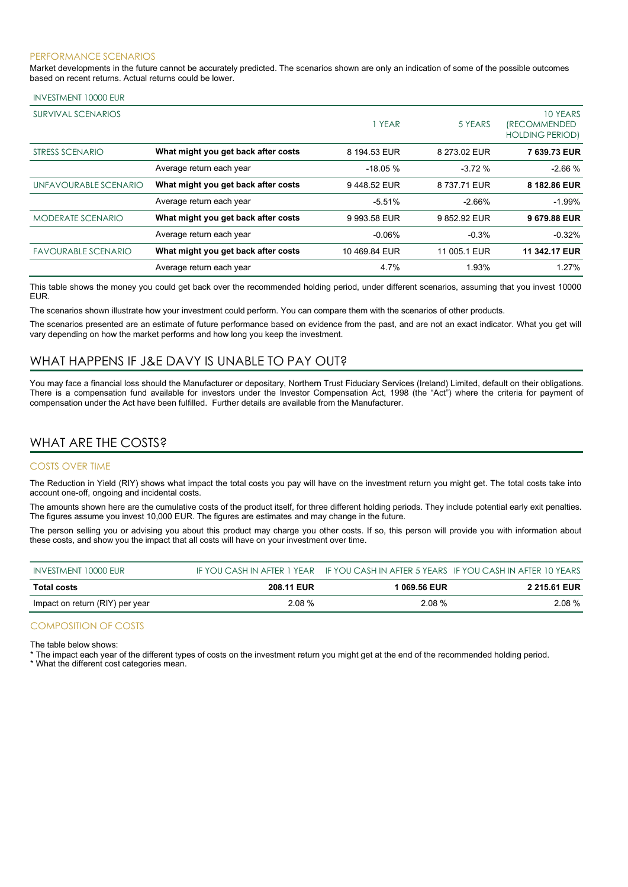### PERFORMANCE SCENARIOS

Market developments in the future cannot be accurately predicted. The scenarios shown are only an indication of some of the possible outcomes based on recent returns. Actual returns could be lower.

| INVESTMENT 10000 EUR | | | | |
|---|---|---|---|---|
| SURVIVAL SCENARIOS | | 1 YEAR | 5 YEARS | 10 YEARS (RECOMMENDED HOLDING PERIOD) |
| STRESS SCENARIO | **What might you get back after costs** | 8 194.53 EUR | 8 273.02 EUR | **7 639.73 EUR** |
| | Average return each year | -18.05 % | -3.72 % | -2.66 % |
| UNFAVOURABLE SCENARIO | **What might you get back after costs** | 9 448.52 EUR | 8 737.71 EUR | **8 182.86 EUR** |
| | Average return each year | -5.51% | -2.66% | -1.99% |
| MODERATE SCENARIO | **What might you get back after costs** | 9 993.58 EUR | 9 852.92 EUR | **9 679.88 EUR** |
| | Average return each year | -0.06% | -0.3% | -0.32% |
| FAVOURABLE SCENARIO | **What might you get back after costs** | 10 469.84 EUR | 11 005.1 EUR | **11 342.17 EUR** |
| | Average return each year | 4.7% | 1.93% | 1.27% |

This table shows the money you could get back over the recommended holding period, under different scenarios, assuming that you invest 10000 EUR.

The scenarios shown illustrate how your investment could perform. You can compare them with the scenarios of other products.

The scenarios presented are an estimate of future performance based on evidence from the past, and are not an exact indicator. What you get will vary depending on how the market performs and how long you keep the investment.

## WHAT HAPPENS IF J&E DAVY IS UNABLE TO PAY OUT?

You may face a financial loss should the Manufacturer or depositary, Northern Trust Fiduciary Services (Ireland) Limited, default on their obligations. There is a compensation fund available for investors under the Investor Compensation Act, 1998 (the "Act") where the criteria for payment of compensation under the Act have been fulfilled. Further details are available from the Manufacturer.

## WHAT ARE THE COSTS?

### COSTS OVER TIME

The Reduction in Yield (RIY) shows what impact the total costs you pay will have on the investment return you might get. The total costs take into account one-off, ongoing and incidental costs.

The amounts shown here are the cumulative costs of the product itself, for three different holding periods. They include potential early exit penalties. The figures assume you invest 10,000 EUR. The figures are estimates and may change in the future.

The person selling you or advising you about this product may charge you other costs. If so, this person will provide you with information about these costs, and show you the impact that all costs will have on your investment over time.

| INVESTMENT 10000 EUR | IF YOU CASH IN AFTER 1 YEAR | IF YOU CASH IN AFTER 5 YEARS | IF YOU CASH IN AFTER 10 YEARS |
|---|---|---|---|
| **Total costs** | **208.11 EUR** | **1 069.56 EUR** | **2 215.61 EUR** |
| Impact on return (RIY) per year | 2.08 % | 2.08 % | 2.08 % |

### COMPOSITION OF COSTS

The table below shows:

* The impact each year of the different types of costs on the investment return you might get at the end of the recommended holding period.
* What the different cost categories mean.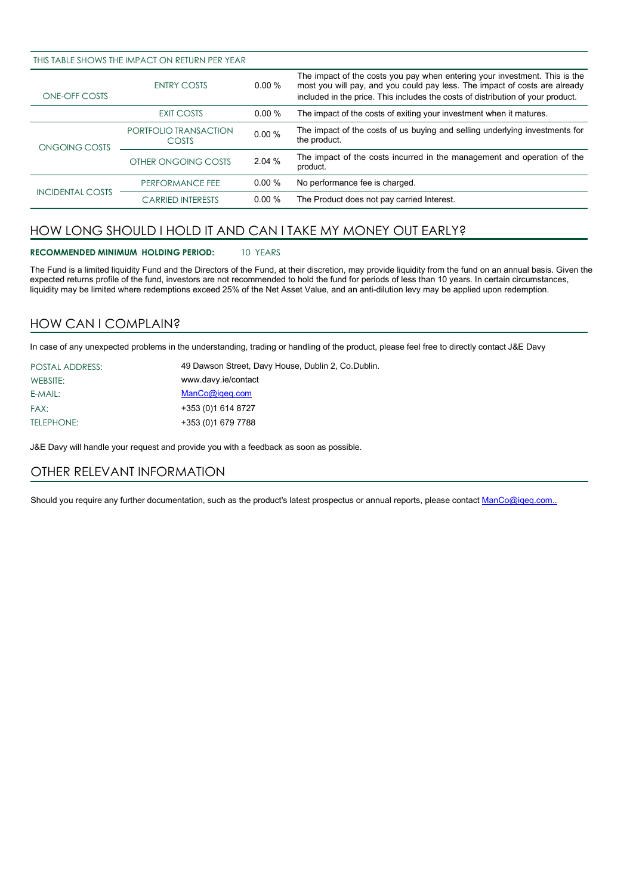| THIS TABLE SHOWS THE IMPACT ON RETURN PER YEAR | | | |
|---|---|---|---|
| ONE-OFF COSTS | ENTRY COSTS | 0.00 % | The impact of the costs you pay when entering your investment. This is the most you will pay, and you could pay less. The impact of costs are already included in the price. This includes the costs of distribution of your product. |
| | EXIT COSTS | 0.00 % | The impact of the costs of exiting your investment when it matures. |
| ONGOING COSTS | PORTFOLIO TRANSACTION COSTS | 0.00 % | The impact of the costs of us buying and selling underlying investments for the product. |
| | OTHER ONGOING COSTS | 2.04 % | The impact of the costs incurred in the management and operation of the product. |
| INCIDENTAL COSTS | PERFORMANCE FEE | 0.00 % | No performance fee is charged. |
| | CARRIED INTERESTS | 0.00 % | The Product does not pay carried Interest. |

## HOW LONG SHOULD I HOLD IT AND CAN I TAKE MY MONEY OUT EARLY?

**RECOMMENDED MINIMUM HOLDING PERIOD:** 10 YEARS

The Fund is a limited liquidity Fund and the Directors of the Fund, at their discretion, may provide liquidity from the fund on an annual basis. Given the expected returns profile of the fund, investors are not recommended to hold the fund for periods of less than 10 years. In certain circumstances, liquidity may be limited where redemptions exceed 25% of the Net Asset Value, and an anti-dilution levy may be applied upon redemption.

## HOW CAN I COMPLAIN?

In case of any unexpected problems in the understanding, trading or handling of the product, please feel free to directly contact J&E Davy

| | |
|---|---|
| POSTAL ADDRESS: | 49 Dawson Street, Davy House, Dublin 2, Co.Dublin. |
| WEBSITE: | www.davy.ie/contact |
| E-MAIL: | ManCo@iqeq.com |
| FAX: | +353 (0)1 614 8727 |
| TELEPHONE: | +353 (0)1 679 7788 |

J&E Davy will handle your request and provide you with a feedback as soon as possible.

## OTHER RELEVANT INFORMATION

Should you require any further documentation, such as the product's latest prospectus or annual reports, please contact ManCo@iqeq.com..